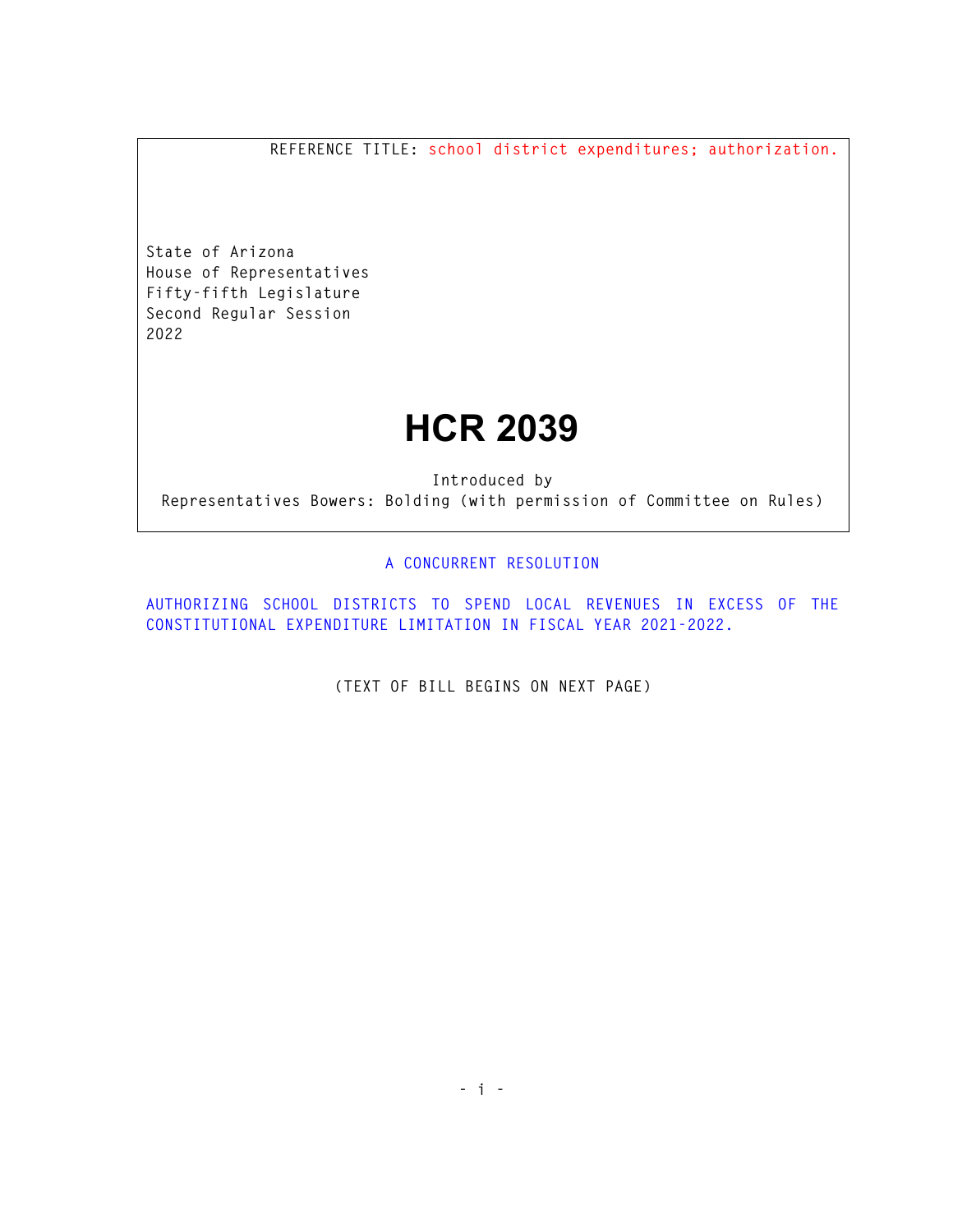REFERENCE TITLE: school district expenditures; authorization.

State of Arizona
House of Representatives
Fifty-fifth Legislature
Second Regular Session
2022

# HCR 2039

Introduced by
Representatives Bowers: Bolding (with permission of Committee on Rules)

A CONCURRENT RESOLUTION

AUTHORIZING SCHOOL DISTRICTS TO SPEND LOCAL REVENUES IN EXCESS OF THE CONSTITUTIONAL EXPENDITURE LIMITATION IN FISCAL YEAR 2021-2022.

(TEXT OF BILL BEGINS ON NEXT PAGE)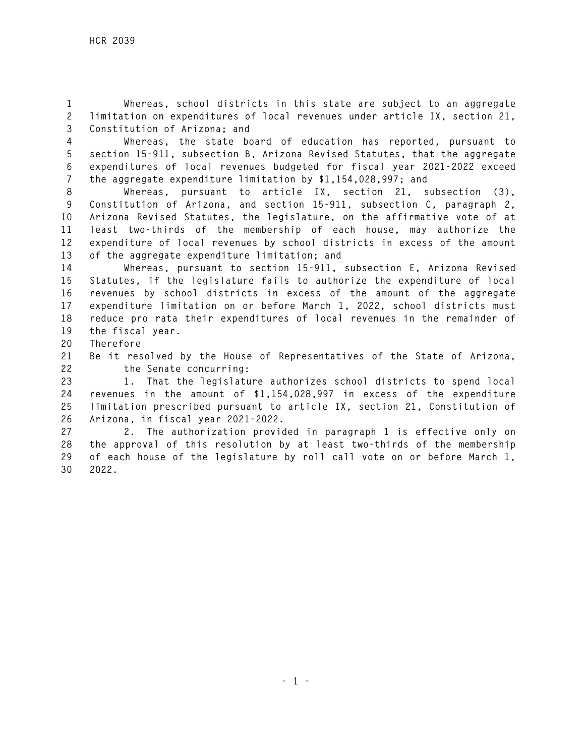Whereas, school districts in this state are subject to an aggregate limitation on expenditures of local revenues under article IX, section 21, Constitution of Arizona; and

Whereas, the state board of education has reported, pursuant to section 15-911, subsection B, Arizona Revised Statutes, that the aggregate expenditures of local revenues budgeted for fiscal year 2021-2022 exceed the aggregate expenditure limitation by $1,154,028,997; and

Whereas, pursuant to article IX, section 21, subsection (3), Constitution of Arizona, and section 15-911, subsection C, paragraph 2, Arizona Revised Statutes, the legislature, on the affirmative vote of at least two-thirds of the membership of each house, may authorize the expenditure of local revenues by school districts in excess of the amount of the aggregate expenditure limitation; and

Whereas, pursuant to section 15-911, subsection E, Arizona Revised Statutes, if the legislature fails to authorize the expenditure of local revenues by school districts in excess of the amount of the aggregate expenditure limitation on or before March 1, 2022, school districts must reduce pro rata their expenditures of local revenues in the remainder of the fiscal year.

Therefore

Be it resolved by the House of Representatives of the State of Arizona, the Senate concurring:

1. That the legislature authorizes school districts to spend local revenues in the amount of $1,154,028,997 in excess of the expenditure limitation prescribed pursuant to article IX, section 21, Constitution of Arizona, in fiscal year 2021-2022.

2. The authorization provided in paragraph 1 is effective only on the approval of this resolution by at least two-thirds of the membership of each house of the legislature by roll call vote on or before March 1, 2022.